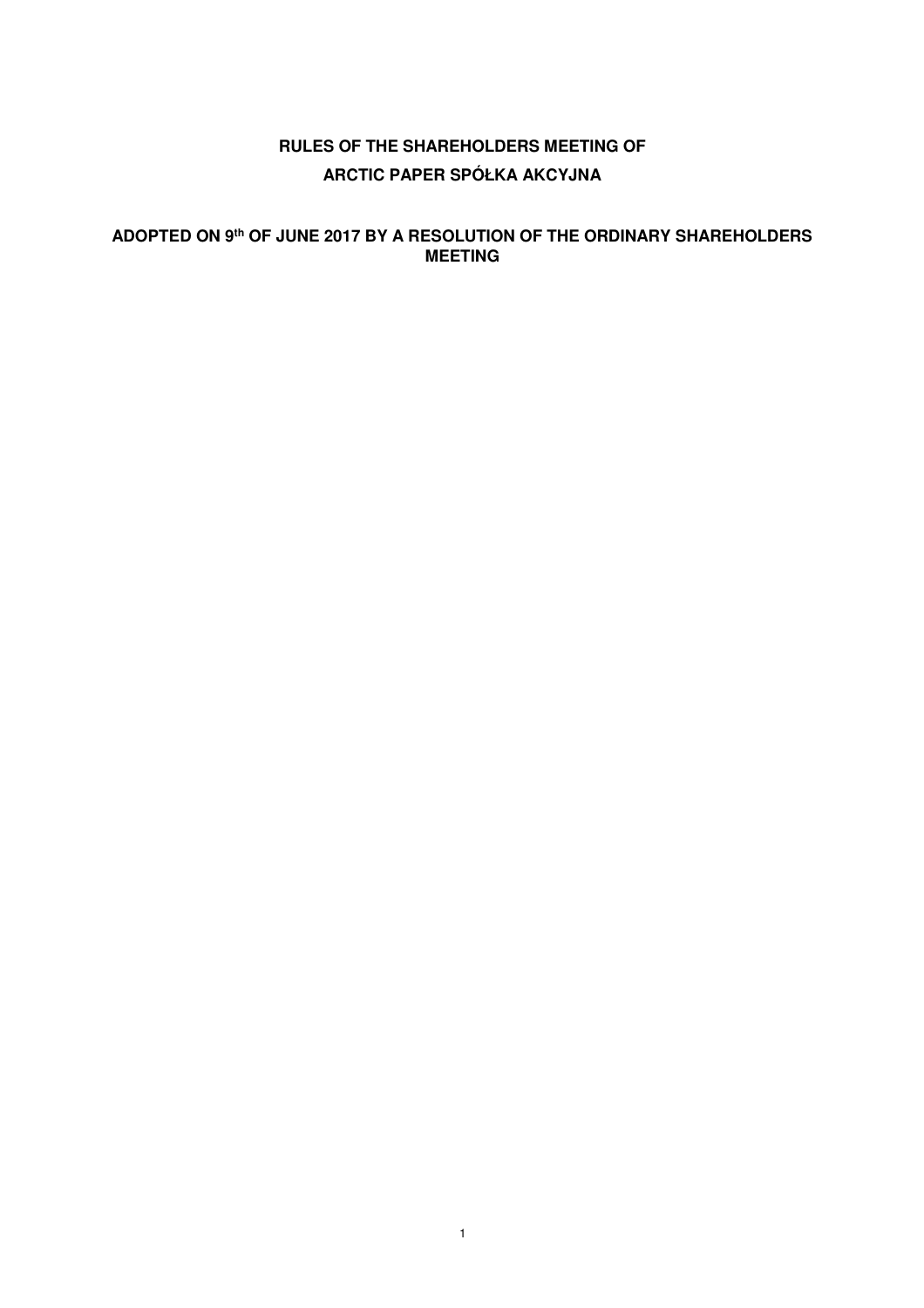# RULES OF THE SHAREHOLDERS MEETING OF ARCTIC PAPER SPÓŁKA AKCYJNA

**ADOPTED ON 9th OF JUNE 2017 BY A RESOLUTION OF THE ORDINARY SHAREHOLDERS MEETING**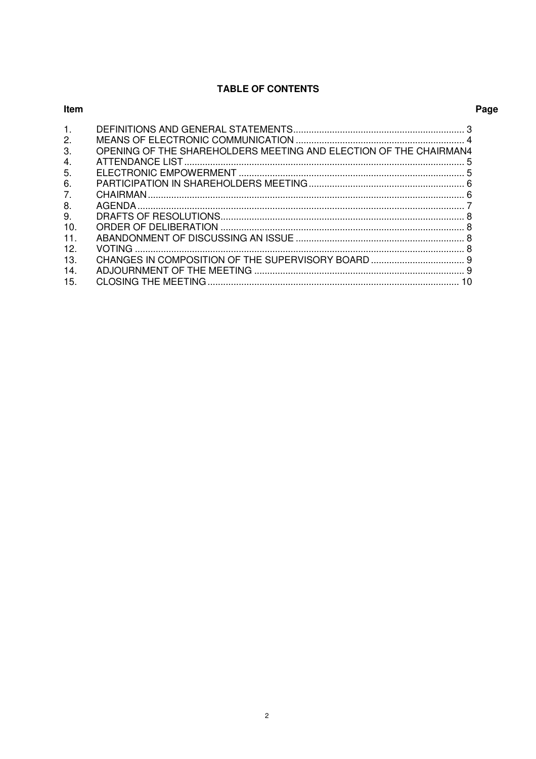# TABLE OF CONTENTS

| Item | | Page |
|---|---|---|
| 1. | DEFINITIONS AND GENERAL STATEMENTS | 3 |
| 2. | MEANS OF ELECTRONIC COMMUNICATION | 4 |
| 3. | OPENING OF THE SHAREHOLDERS MEETING AND ELECTION OF THE CHAIRMAN | 4 |
| 4. | ATTENDANCE LIST | 5 |
| 5. | ELECTRONIC EMPOWERMENT | 5 |
| 6. | PARTICIPATION IN SHAREHOLDERS MEETING | 6 |
| 7. | CHAIRMAN | 6 |
| 8. | AGENDA | 7 |
| 9. | DRAFTS OF RESOLUTIONS | 8 |
| 10. | ORDER OF DELIBERATION | 8 |
| 11. | ABANDONMENT OF DISCUSSING AN ISSUE | 8 |
| 12. | VOTING | 8 |
| 13. | CHANGES IN COMPOSITION OF THE SUPERVISORY BOARD | 9 |
| 14. | ADJOURNMENT OF THE MEETING | 9 |
| 15. | CLOSING THE MEETING | 10 |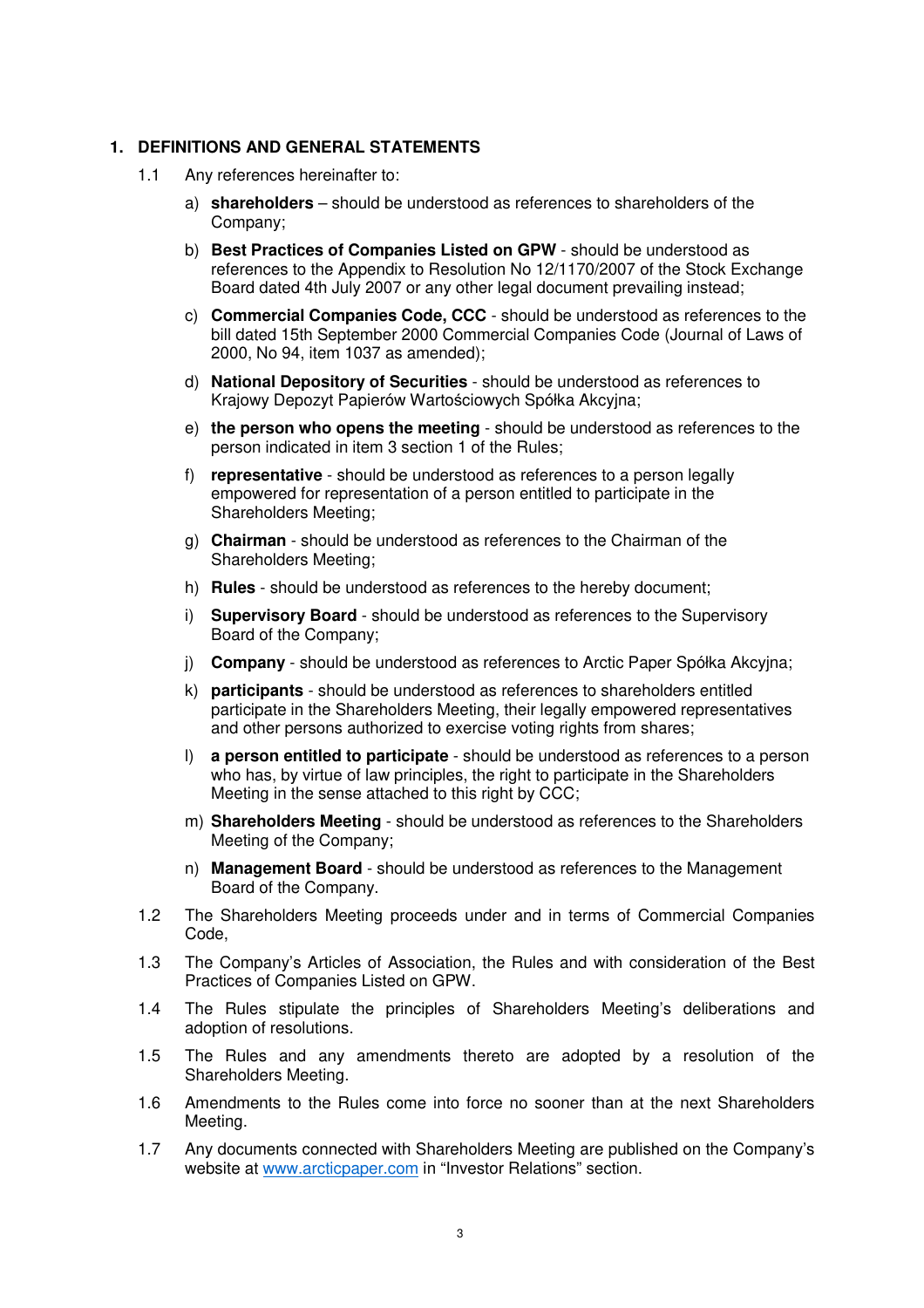## 1. DEFINITIONS AND GENERAL STATEMENTS

1.1 Any references hereinafter to:

a) **shareholders** – should be understood as references to shareholders of the Company;

b) **Best Practices of Companies Listed on GPW** - should be understood as references to the Appendix to Resolution No 12/1170/2007 of the Stock Exchange Board dated 4th July 2007 or any other legal document prevailing instead;

c) **Commercial Companies Code, CCC** - should be understood as references to the bill dated 15th September 2000 Commercial Companies Code (Journal of Laws of 2000, No 94, item 1037 as amended);

d) **National Depository of Securities** - should be understood as references to Krajowy Depozyt Papierów Wartościowych Spółka Akcyjna;

e) **the person who opens the meeting** - should be understood as references to the person indicated in item 3 section 1 of the Rules;

f) **representative** - should be understood as references to a person legally empowered for representation of a person entitled to participate in the Shareholders Meeting;

g) **Chairman** - should be understood as references to the Chairman of the Shareholders Meeting;

h) **Rules** - should be understood as references to the hereby document;

i) **Supervisory Board** - should be understood as references to the Supervisory Board of the Company;

j) **Company** - should be understood as references to Arctic Paper Spółka Akcyjna;

k) **participants** - should be understood as references to shareholders entitled participate in the Shareholders Meeting, their legally empowered representatives and other persons authorized to exercise voting rights from shares;

l) **a person entitled to participate** - should be understood as references to a person who has, by virtue of law principles, the right to participate in the Shareholders Meeting in the sense attached to this right by CCC;

m) **Shareholders Meeting** - should be understood as references to the Shareholders Meeting of the Company;

n) **Management Board** - should be understood as references to the Management Board of the Company.

1.2 The Shareholders Meeting proceeds under and in terms of Commercial Companies Code,

1.3 The Company's Articles of Association, the Rules and with consideration of the Best Practices of Companies Listed on GPW.

1.4 The Rules stipulate the principles of Shareholders Meeting's deliberations and adoption of resolutions.

1.5 The Rules and any amendments thereto are adopted by a resolution of the Shareholders Meeting.

1.6 Amendments to the Rules come into force no sooner than at the next Shareholders Meeting.

1.7 Any documents connected with Shareholders Meeting are published on the Company's website at www.arcticpaper.com in "Investor Relations" section.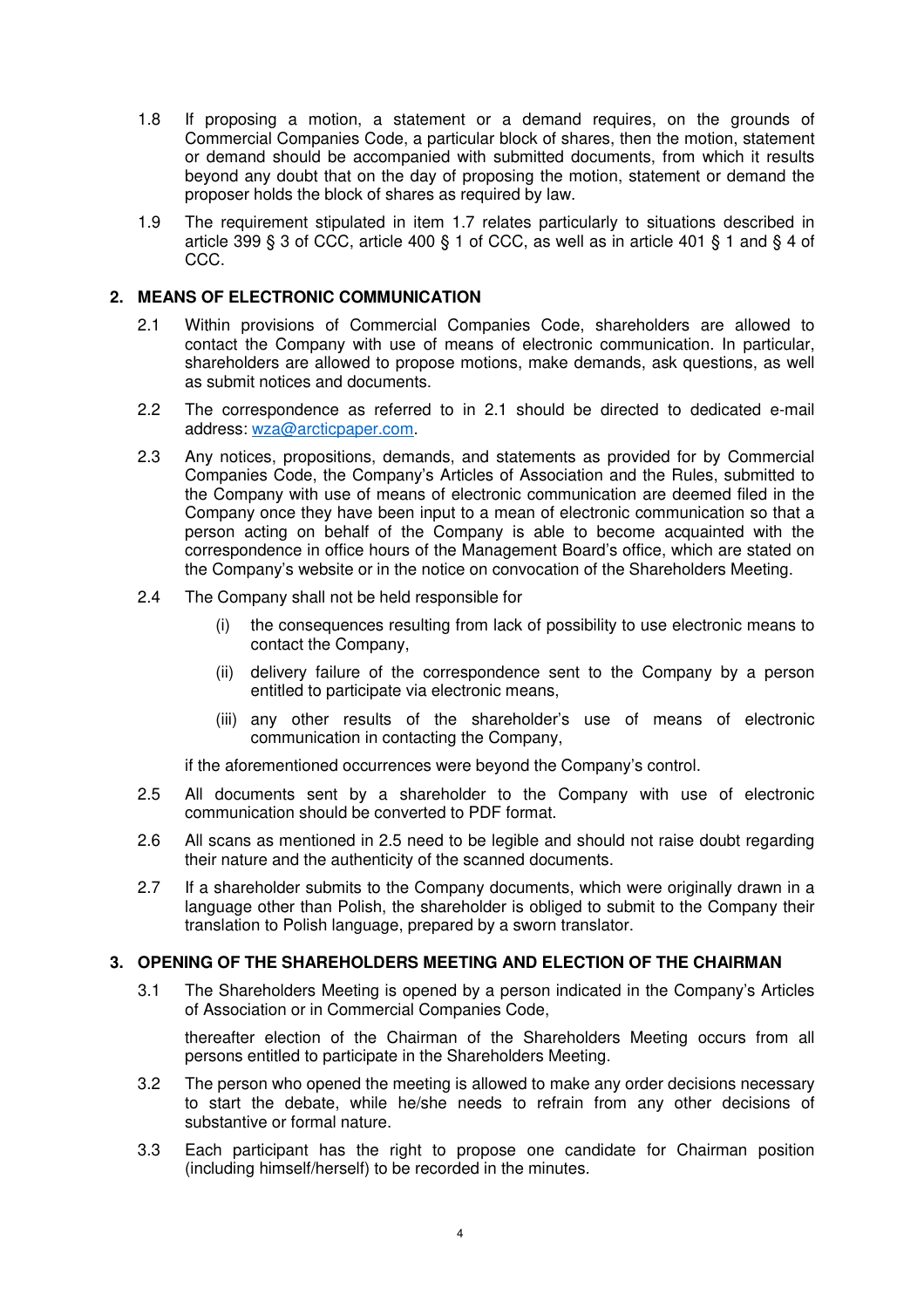1.8 If proposing a motion, a statement or a demand requires, on the grounds of Commercial Companies Code, a particular block of shares, then the motion, statement or demand should be accompanied with submitted documents, from which it results beyond any doubt that on the day of proposing the motion, statement or demand the proposer holds the block of shares as required by law.

1.9 The requirement stipulated in item 1.7 relates particularly to situations described in article 399 § 3 of CCC, article 400 § 1 of CCC, as well as in article 401 § 1 and § 4 of CCC.

## 2. MEANS OF ELECTRONIC COMMUNICATION

2.1 Within provisions of Commercial Companies Code, shareholders are allowed to contact the Company with use of means of electronic communication. In particular, shareholders are allowed to propose motions, make demands, ask questions, as well as submit notices and documents.

2.2 The correspondence as referred to in 2.1 should be directed to dedicated e-mail address: wza@arcticpaper.com.

2.3 Any notices, propositions, demands, and statements as provided for by Commercial Companies Code, the Company's Articles of Association and the Rules, submitted to the Company with use of means of electronic communication are deemed filed in the Company once they have been input to a mean of electronic communication so that a person acting on behalf of the Company is able to become acquainted with the correspondence in office hours of the Management Board's office, which are stated on the Company's website or in the notice on convocation of the Shareholders Meeting.

2.4 The Company shall not be held responsible for

(i) the consequences resulting from lack of possibility to use electronic means to contact the Company,

(ii) delivery failure of the correspondence sent to the Company by a person entitled to participate via electronic means,

(iii) any other results of the shareholder's use of means of electronic communication in contacting the Company,

if the aforementioned occurrences were beyond the Company's control.

2.5 All documents sent by a shareholder to the Company with use of electronic communication should be converted to PDF format.

2.6 All scans as mentioned in 2.5 need to be legible and should not raise doubt regarding their nature and the authenticity of the scanned documents.

2.7 If a shareholder submits to the Company documents, which were originally drawn in a language other than Polish, the shareholder is obliged to submit to the Company their translation to Polish language, prepared by a sworn translator.

## 3. OPENING OF THE SHAREHOLDERS MEETING AND ELECTION OF THE CHAIRMAN

3.1 The Shareholders Meeting is opened by a person indicated in the Company's Articles of Association or in Commercial Companies Code,

thereafter election of the Chairman of the Shareholders Meeting occurs from all persons entitled to participate in the Shareholders Meeting.

3.2 The person who opened the meeting is allowed to make any order decisions necessary to start the debate, while he/she needs to refrain from any other decisions of substantive or formal nature.

3.3 Each participant has the right to propose one candidate for Chairman position (including himself/herself) to be recorded in the minutes.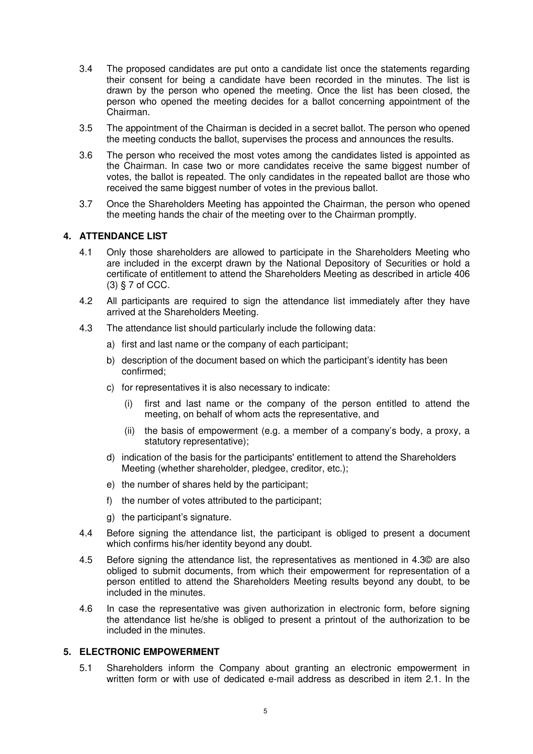3.4 The proposed candidates are put onto a candidate list once the statements regarding their consent for being a candidate have been recorded in the minutes. The list is drawn by the person who opened the meeting. Once the list has been closed, the person who opened the meeting decides for a ballot concerning appointment of the Chairman.

3.5 The appointment of the Chairman is decided in a secret ballot. The person who opened the meeting conducts the ballot, supervises the process and announces the results.

3.6 The person who received the most votes among the candidates listed is appointed as the Chairman. In case two or more candidates receive the same biggest number of votes, the ballot is repeated. The only candidates in the repeated ballot are those who received the same biggest number of votes in the previous ballot.

3.7 Once the Shareholders Meeting has appointed the Chairman, the person who opened the meeting hands the chair of the meeting over to the Chairman promptly.

## 4. ATTENDANCE LIST

4.1 Only those shareholders are allowed to participate in the Shareholders Meeting who are included in the excerpt drawn by the National Depository of Securities or hold a certificate of entitlement to attend the Shareholders Meeting as described in article 406 (3) § 7 of CCC.

4.2 All participants are required to sign the attendance list immediately after they have arrived at the Shareholders Meeting.

4.3 The attendance list should particularly include the following data:

a) first and last name or the company of each participant;

b) description of the document based on which the participant's identity has been confirmed;

c) for representatives it is also necessary to indicate:

  (i) first and last name or the company of the person entitled to attend the meeting, on behalf of whom acts the representative, and

  (ii) the basis of empowerment (e.g. a member of a company's body, a proxy, a statutory representative);

d) indication of the basis for the participants' entitlement to attend the Shareholders Meeting (whether shareholder, pledgee, creditor, etc.);

e) the number of shares held by the participant;

f) the number of votes attributed to the participant;

g) the participant's signature.

4.4 Before signing the attendance list, the participant is obliged to present a document which confirms his/her identity beyond any doubt.

4.5 Before signing the attendance list, the representatives as mentioned in 4.3© are also obliged to submit documents, from which their empowerment for representation of a person entitled to attend the Shareholders Meeting results beyond any doubt, to be included in the minutes.

4.6 In case the representative was given authorization in electronic form, before signing the attendance list he/she is obliged to present a printout of the authorization to be included in the minutes.

## 5. ELECTRONIC EMPOWERMENT

5.1 Shareholders inform the Company about granting an electronic empowerment in written form or with use of dedicated e-mail address as described in item 2.1. In the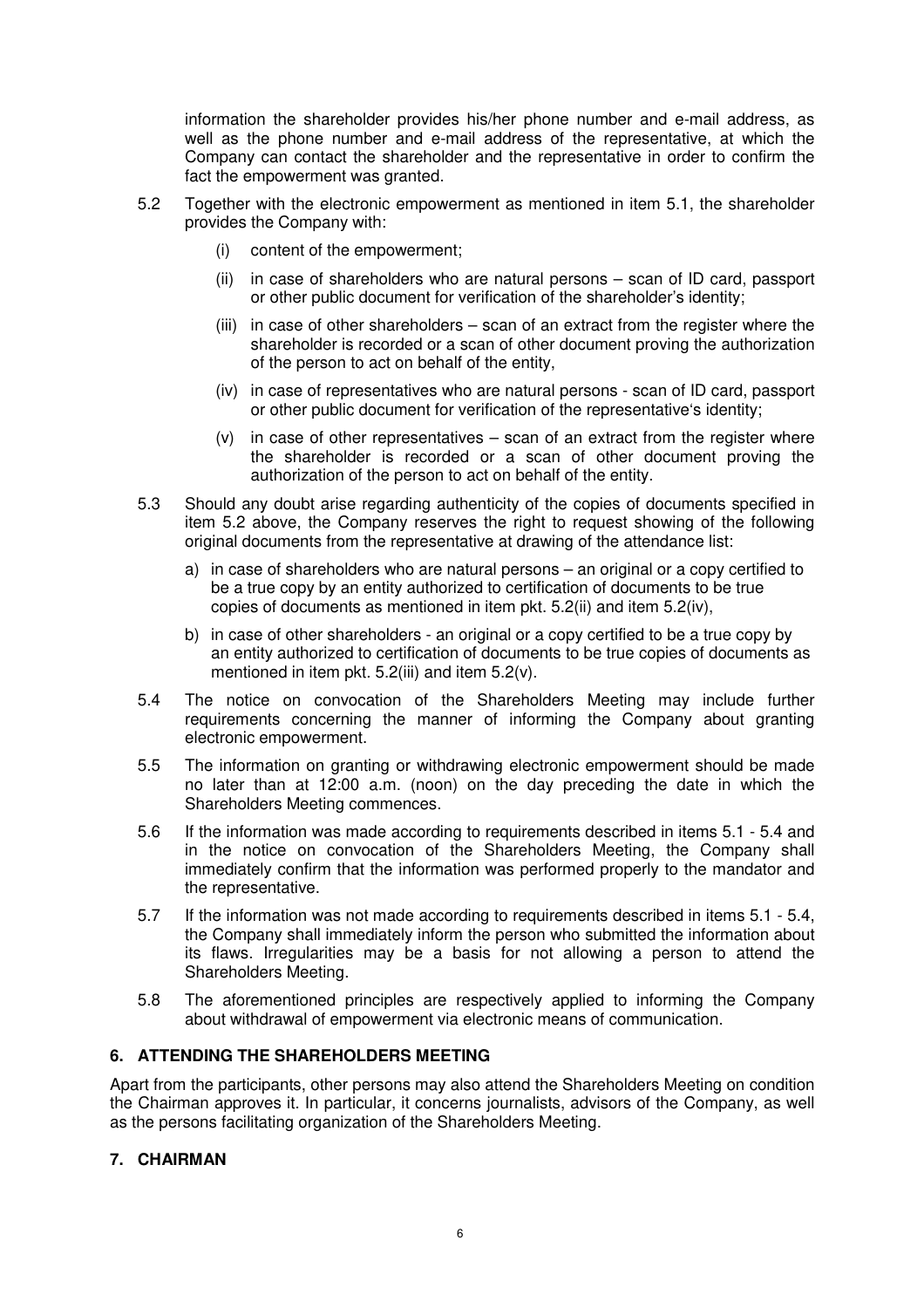information the shareholder provides his/her phone number and e-mail address, as well as the phone number and e-mail address of the representative, at which the Company can contact the shareholder and the representative in order to confirm the fact the empowerment was granted.

5.2 Together with the electronic empowerment as mentioned in item 5.1, the shareholder provides the Company with:

   (i) content of the empowerment;

   (ii) in case of shareholders who are natural persons – scan of ID card, passport or other public document for verification of the shareholder's identity;

   (iii) in case of other shareholders – scan of an extract from the register where the shareholder is recorded or a scan of other document proving the authorization of the person to act on behalf of the entity,

   (iv) in case of representatives who are natural persons - scan of ID card, passport or other public document for verification of the representative's identity;

   (v) in case of other representatives – scan of an extract from the register where the shareholder is recorded or a scan of other document proving the authorization of the person to act on behalf of the entity.

5.3 Should any doubt arise regarding authenticity of the copies of documents specified in item 5.2 above, the Company reserves the right to request showing of the following original documents from the representative at drawing of the attendance list:

   a) in case of shareholders who are natural persons – an original or a copy certified to be a true copy by an entity authorized to certification of documents to be true copies of documents as mentioned in item pkt. 5.2(ii) and item 5.2(iv),

   b) in case of other shareholders - an original or a copy certified to be a true copy by an entity authorized to certification of documents to be true copies of documents as mentioned in item pkt. 5.2(iii) and item 5.2(v).

5.4 The notice on convocation of the Shareholders Meeting may include further requirements concerning the manner of informing the Company about granting electronic empowerment.

5.5 The information on granting or withdrawing electronic empowerment should be made no later than at 12:00 a.m. (noon) on the day preceding the date in which the Shareholders Meeting commences.

5.6 If the information was made according to requirements described in items 5.1 - 5.4 and in the notice on convocation of the Shareholders Meeting, the Company shall immediately confirm that the information was performed properly to the mandator and the representative.

5.7 If the information was not made according to requirements described in items 5.1 - 5.4, the Company shall immediately inform the person who submitted the information about its flaws. Irregularities may be a basis for not allowing a person to attend the Shareholders Meeting.

5.8 The aforementioned principles are respectively applied to informing the Company about withdrawal of empowerment via electronic means of communication.

## 6. ATTENDING THE SHAREHOLDERS MEETING

Apart from the participants, other persons may also attend the Shareholders Meeting on condition the Chairman approves it. In particular, it concerns journalists, advisors of the Company, as well as the persons facilitating organization of the Shareholders Meeting.

## 7. CHAIRMAN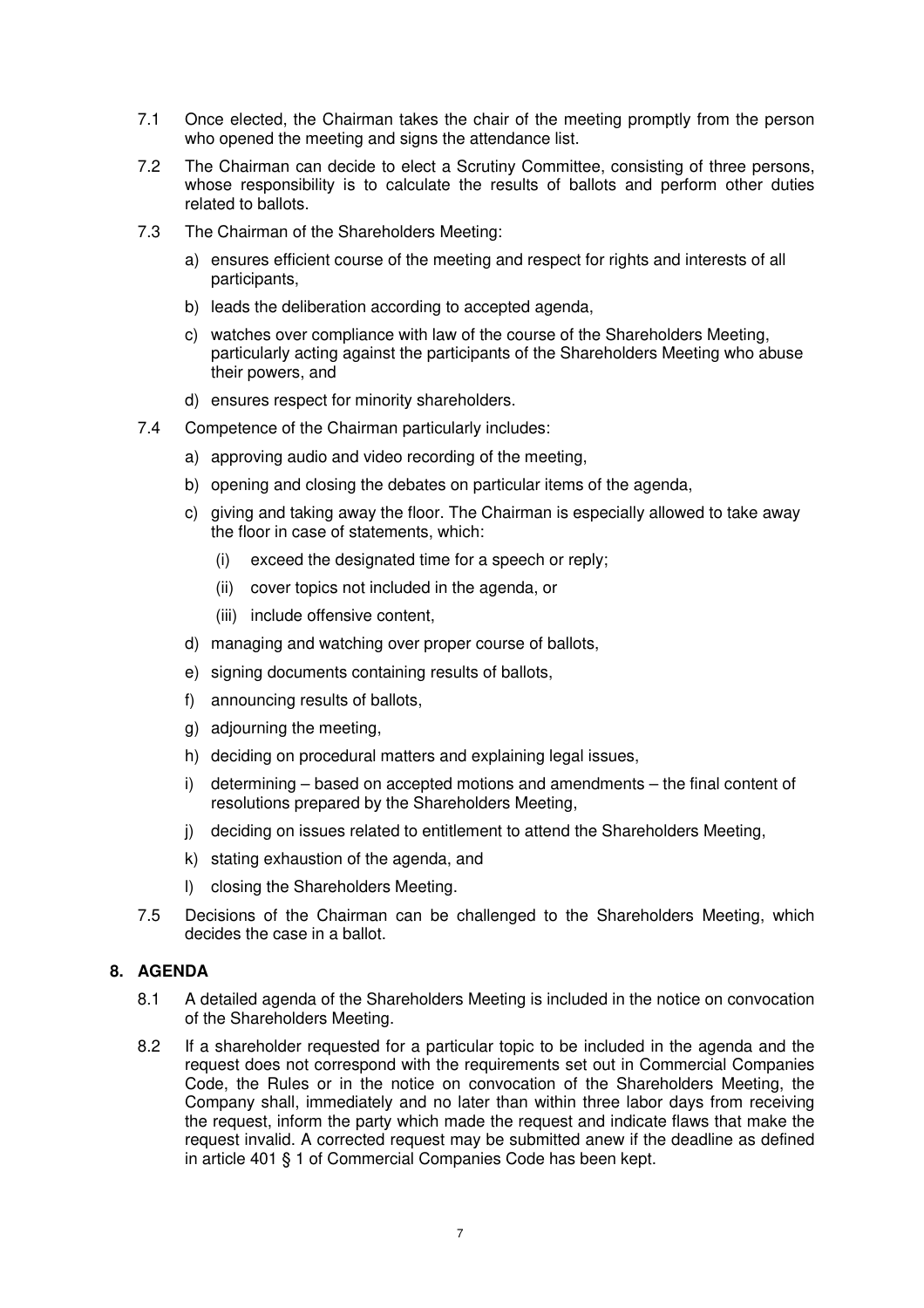7.1 Once elected, the Chairman takes the chair of the meeting promptly from the person who opened the meeting and signs the attendance list.

7.2 The Chairman can decide to elect a Scrutiny Committee, consisting of three persons, whose responsibility is to calculate the results of ballots and perform other duties related to ballots.

7.3 The Chairman of the Shareholders Meeting:

a) ensures efficient course of the meeting and respect for rights and interests of all participants,

b) leads the deliberation according to accepted agenda,

c) watches over compliance with law of the course of the Shareholders Meeting, particularly acting against the participants of the Shareholders Meeting who abuse their powers, and

d) ensures respect for minority shareholders.

7.4 Competence of the Chairman particularly includes:

a) approving audio and video recording of the meeting,

b) opening and closing the debates on particular items of the agenda,

c) giving and taking away the floor. The Chairman is especially allowed to take away the floor in case of statements, which:

(i) exceed the designated time for a speech or reply;

(ii) cover topics not included in the agenda, or

(iii) include offensive content,

d) managing and watching over proper course of ballots,

e) signing documents containing results of ballots,

f) announcing results of ballots,

g) adjourning the meeting,

h) deciding on procedural matters and explaining legal issues,

i) determining – based on accepted motions and amendments – the final content of resolutions prepared by the Shareholders Meeting,

j) deciding on issues related to entitlement to attend the Shareholders Meeting,

k) stating exhaustion of the agenda, and

l) closing the Shareholders Meeting.

7.5 Decisions of the Chairman can be challenged to the Shareholders Meeting, which decides the case in a ballot.

## 8. AGENDA

8.1 A detailed agenda of the Shareholders Meeting is included in the notice on convocation of the Shareholders Meeting.

8.2 If a shareholder requested for a particular topic to be included in the agenda and the request does not correspond with the requirements set out in Commercial Companies Code, the Rules or in the notice on convocation of the Shareholders Meeting, the Company shall, immediately and no later than within three labor days from receiving the request, inform the party which made the request and indicate flaws that make the request invalid. A corrected request may be submitted anew if the deadline as defined in article 401 § 1 of Commercial Companies Code has been kept.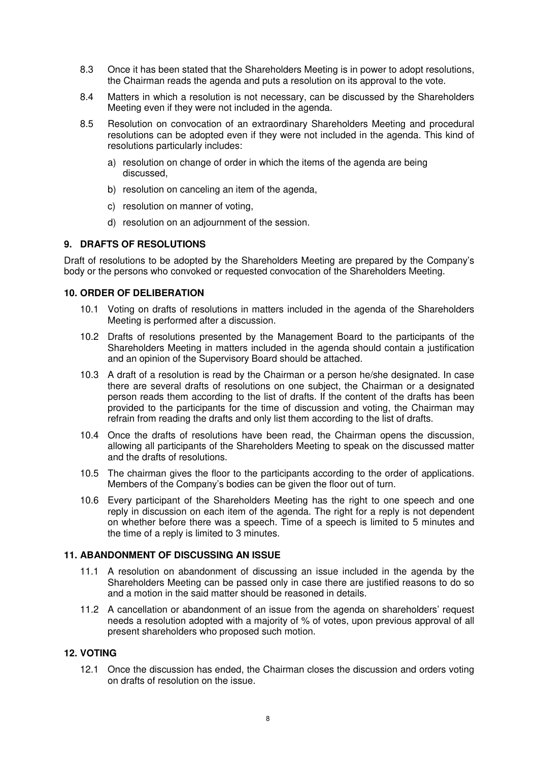8.3 Once it has been stated that the Shareholders Meeting is in power to adopt resolutions, the Chairman reads the agenda and puts a resolution on its approval to the vote.

8.4 Matters in which a resolution is not necessary, can be discussed by the Shareholders Meeting even if they were not included in the agenda.

8.5 Resolution on convocation of an extraordinary Shareholders Meeting and procedural resolutions can be adopted even if they were not included in the agenda. This kind of resolutions particularly includes:

a) resolution on change of order in which the items of the agenda are being discussed,

b) resolution on canceling an item of the agenda,

c) resolution on manner of voting,

d) resolution on an adjournment of the session.

## 9. DRAFTS OF RESOLUTIONS

Draft of resolutions to be adopted by the Shareholders Meeting are prepared by the Company's body or the persons who convoked or requested convocation of the Shareholders Meeting.

## 10. ORDER OF DELIBERATION

10.1 Voting on drafts of resolutions in matters included in the agenda of the Shareholders Meeting is performed after a discussion.

10.2 Drafts of resolutions presented by the Management Board to the participants of the Shareholders Meeting in matters included in the agenda should contain a justification and an opinion of the Supervisory Board should be attached.

10.3 A draft of a resolution is read by the Chairman or a person he/she designated. In case there are several drafts of resolutions on one subject, the Chairman or a designated person reads them according to the list of drafts. If the content of the drafts has been provided to the participants for the time of discussion and voting, the Chairman may refrain from reading the drafts and only list them according to the list of drafts.

10.4 Once the drafts of resolutions have been read, the Chairman opens the discussion, allowing all participants of the Shareholders Meeting to speak on the discussed matter and the drafts of resolutions.

10.5 The chairman gives the floor to the participants according to the order of applications. Members of the Company's bodies can be given the floor out of turn.

10.6 Every participant of the Shareholders Meeting has the right to one speech and one reply in discussion on each item of the agenda. The right for a reply is not dependent on whether before there was a speech. Time of a speech is limited to 5 minutes and the time of a reply is limited to 3 minutes.

## 11. ABANDONMENT OF DISCUSSING AN ISSUE

11.1 A resolution on abandonment of discussing an issue included in the agenda by the Shareholders Meeting can be passed only in case there are justified reasons to do so and a motion in the said matter should be reasoned in details.

11.2 A cancellation or abandonment of an issue from the agenda on shareholders' request needs a resolution adopted with a majority of % of votes, upon previous approval of all present shareholders who proposed such motion.

## 12. VOTING

12.1 Once the discussion has ended, the Chairman closes the discussion and orders voting on drafts of resolution on the issue.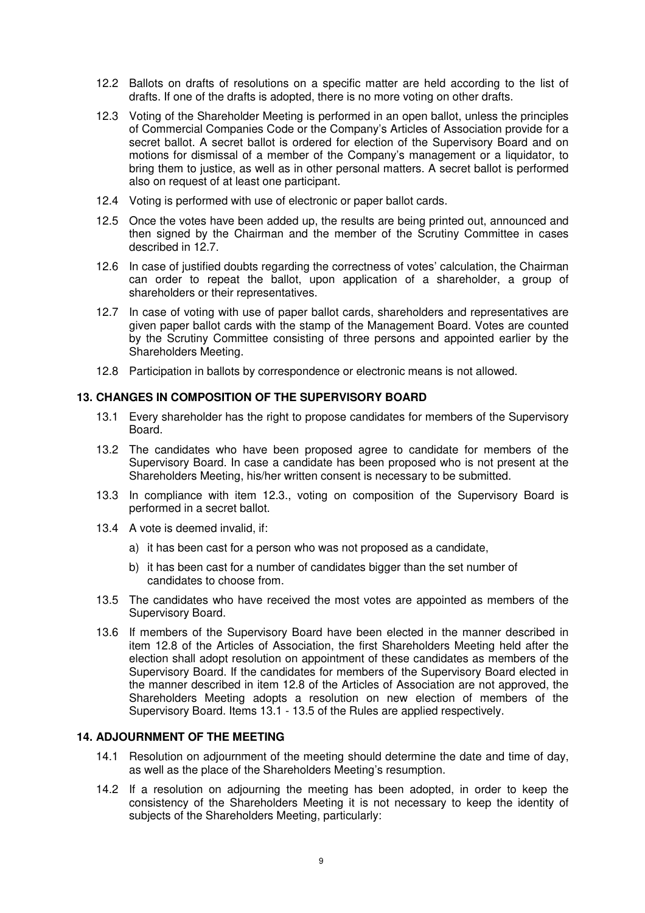12.2 Ballots on drafts of resolutions on a specific matter are held according to the list of drafts. If one of the drafts is adopted, there is no more voting on other drafts.

12.3 Voting of the Shareholder Meeting is performed in an open ballot, unless the principles of Commercial Companies Code or the Company's Articles of Association provide for a secret ballot. A secret ballot is ordered for election of the Supervisory Board and on motions for dismissal of a member of the Company's management or a liquidator, to bring them to justice, as well as in other personal matters. A secret ballot is performed also on request of at least one participant.

12.4 Voting is performed with use of electronic or paper ballot cards.

12.5 Once the votes have been added up, the results are being printed out, announced and then signed by the Chairman and the member of the Scrutiny Committee in cases described in 12.7.

12.6 In case of justified doubts regarding the correctness of votes' calculation, the Chairman can order to repeat the ballot, upon application of a shareholder, a group of shareholders or their representatives.

12.7 In case of voting with use of paper ballot cards, shareholders and representatives are given paper ballot cards with the stamp of the Management Board. Votes are counted by the Scrutiny Committee consisting of three persons and appointed earlier by the Shareholders Meeting.

12.8 Participation in ballots by correspondence or electronic means is not allowed.

## 13. CHANGES IN COMPOSITION OF THE SUPERVISORY BOARD

13.1 Every shareholder has the right to propose candidates for members of the Supervisory Board.

13.2 The candidates who have been proposed agree to candidate for members of the Supervisory Board. In case a candidate has been proposed who is not present at the Shareholders Meeting, his/her written consent is necessary to be submitted.

13.3 In compliance with item 12.3., voting on composition of the Supervisory Board is performed in a secret ballot.

13.4 A vote is deemed invalid, if:

a) it has been cast for a person who was not proposed as a candidate,

b) it has been cast for a number of candidates bigger than the set number of candidates to choose from.

13.5 The candidates who have received the most votes are appointed as members of the Supervisory Board.

13.6 If members of the Supervisory Board have been elected in the manner described in item 12.8 of the Articles of Association, the first Shareholders Meeting held after the election shall adopt resolution on appointment of these candidates as members of the Supervisory Board. If the candidates for members of the Supervisory Board elected in the manner described in item 12.8 of the Articles of Association are not approved, the Shareholders Meeting adopts a resolution on new election of members of the Supervisory Board. Items 13.1 - 13.5 of the Rules are applied respectively.

## 14. ADJOURNMENT OF THE MEETING

14.1 Resolution on adjournment of the meeting should determine the date and time of day, as well as the place of the Shareholders Meeting's resumption.

14.2 If a resolution on adjourning the meeting has been adopted, in order to keep the consistency of the Shareholders Meeting it is not necessary to keep the identity of subjects of the Shareholders Meeting, particularly: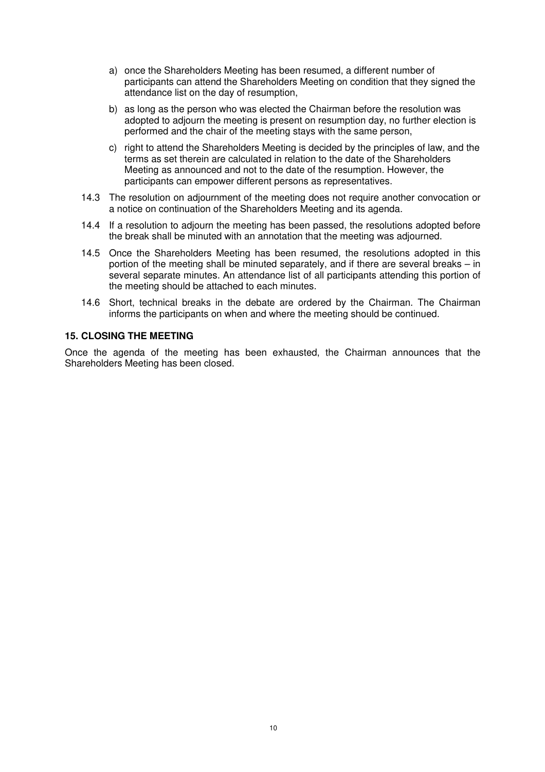a) once the Shareholders Meeting has been resumed, a different number of participants can attend the Shareholders Meeting on condition that they signed the attendance list on the day of resumption,

b) as long as the person who was elected the Chairman before the resolution was adopted to adjourn the meeting is present on resumption day, no further election is performed and the chair of the meeting stays with the same person,

c) right to attend the Shareholders Meeting is decided by the principles of law, and the terms as set therein are calculated in relation to the date of the Shareholders Meeting as announced and not to the date of the resumption. However, the participants can empower different persons as representatives.

14.3 The resolution on adjournment of the meeting does not require another convocation or a notice on continuation of the Shareholders Meeting and its agenda.

14.4 If a resolution to adjourn the meeting has been passed, the resolutions adopted before the break shall be minuted with an annotation that the meeting was adjourned.

14.5 Once the Shareholders Meeting has been resumed, the resolutions adopted in this portion of the meeting shall be minuted separately, and if there are several breaks – in several separate minutes. An attendance list of all participants attending this portion of the meeting should be attached to each minutes.

14.6 Short, technical breaks in the debate are ordered by the Chairman. The Chairman informs the participants on when and where the meeting should be continued.

## 15. CLOSING THE MEETING

Once the agenda of the meeting has been exhausted, the Chairman announces that the Shareholders Meeting has been closed.